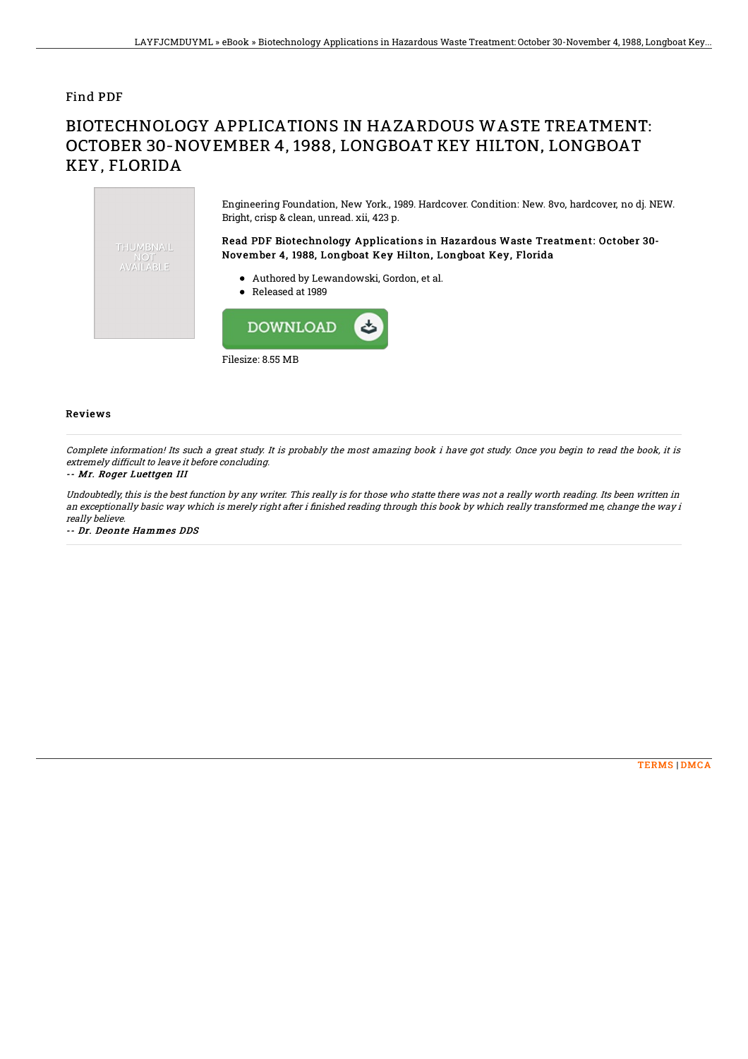Find PDF

# BIOTECHNOLOGY APPLICATIONS IN HAZARDOUS WASTE TREATMENT: OCTOBER 30-NOVEMBER 4, 1988, LONGBOAT KEY HILTON, LONGBOAT KEY, FLORIDA

Engineering Foundation, New York., 1989. Hardcover. Condition: New. 8vo, hardcover, no dj. NEW. Bright, crisp & clean, unread. xii, 423 p.

### Read PDF Biotechnology Applications in Hazardous Waste Treatment: October 30-November 4, 1988, Longboat Key Hilton, Longboat Key, Florida

- Authored by Lewandowski, Gordon, et al.
- Released at 1989

Filesize: 8.55 MB

## Reviews

*Complete information! Its such a great study. It is probably the most amazing book i have got study. Once you begin to read the book, it is extremely difficult to leave it before concluding.*

*-- Mr. Roger Luettgen III*

*Undoubtedly, this is the best function by any writer. This really is for those who statte there was not a really worth reading. Its been written in an exceptionally basic way which is merely right after i finished reading through this book by which really transformed me, change the way i really believe.*

*-- Dr. Deonte Hammes DDS*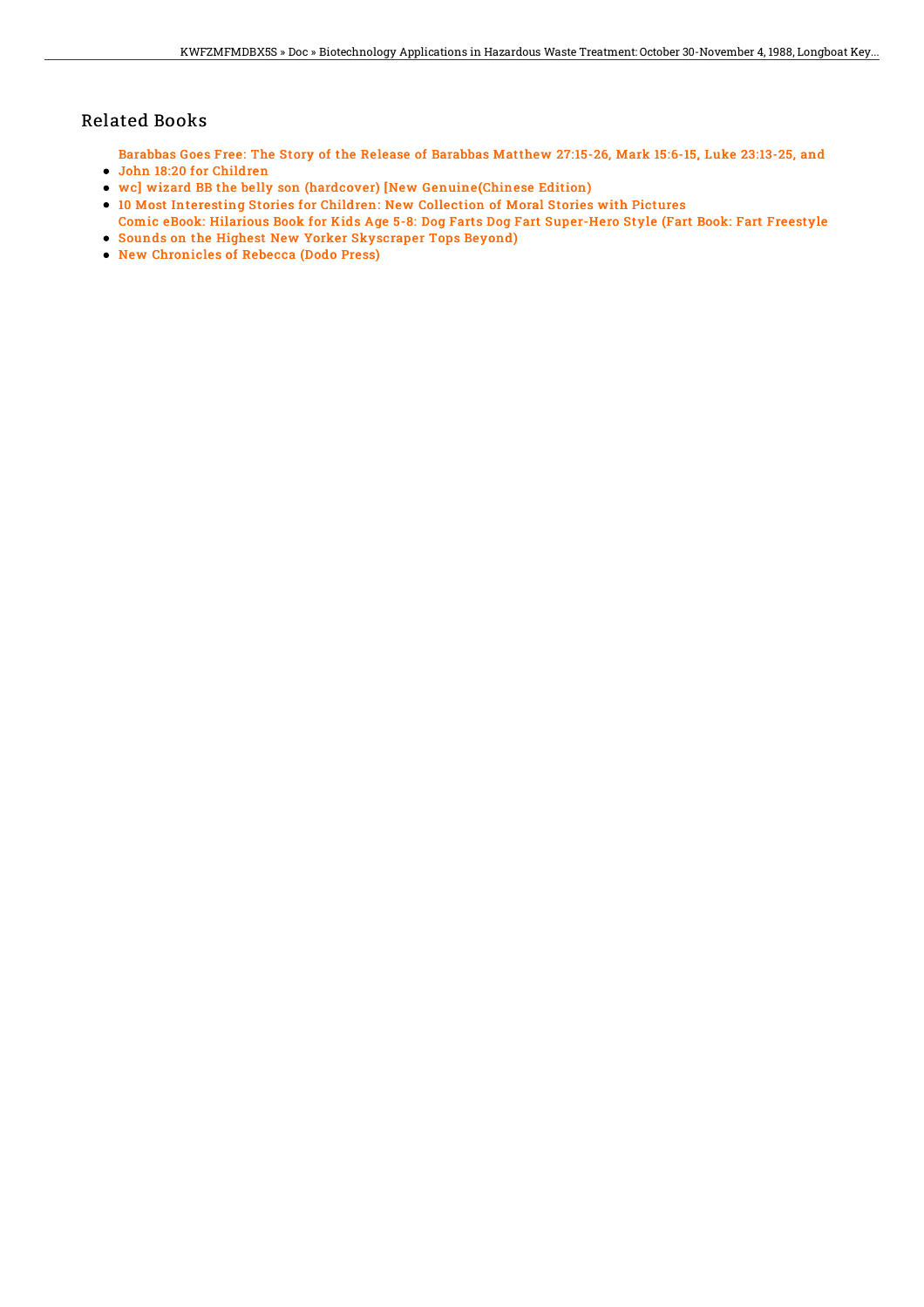## Related Books

- Barabbas Goes Free: The Story of the Release of Barabbas Matthew 27:15-26, Mark 15:6-15, Luke 23:13-25, and John 18:20 for Children
- wc] wizard BB the belly son (hardcover) [New Genuine(Chinese Edition)
- 10 Most Interesting Stories for Children: New Collection of Moral Stories with Pictures
- Comic eBook: Hilarious Book for Kids Age 5-8: Dog Farts Dog Fart Super-Hero Style (Fart Book: Fart Freestyle Sounds on the Highest New Yorker Skyscraper Tops Beyond)
- New Chronicles of Rebecca (Dodo Press)